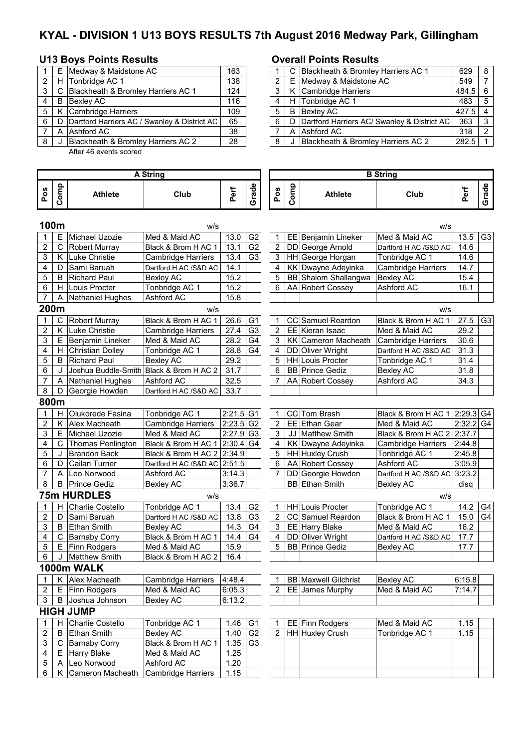# KYAL - DIVISION 1 U13 BOYS RESULTS 7th August 2016 Medway Park, Gillingham

## U13 Boys Points Results

| | | | |
|---|---|---|---|
| 1 | E | Medway & Maidstone AC | 163 |
| 2 | H | Tonbridge AC 1 | 138 |
| 3 | C | Blackheath & Bromley Harriers AC 1 | 124 |
| 4 | B | Bexley AC | 116 |
| 5 | K | Cambridge Harriers | 109 |
| 6 | D | Dartford Harriers AC / Swanley & District AC | 65 |
| 7 | A | Ashford AC | 38 |
| 8 | J | Blackheath & Bromley Harriers AC 2 | 28 |

After 46 events scored

## Overall Points Results

| | | | | |
|---|---|---|---|---|
| 1 | C | Blackheath & Bromley Harriers AC 1 | 629 | 8 |
| 2 | E | Medway & Maidstone AC | 549 | 7 |
| 3 | K | Cambridge Harriers | 484.5 | 6 |
| 4 | H | Tonbridge AC 1 | 483 | 5 |
| 5 | B | Bexley AC | 427.5 | 4 |
| 6 | D | Dartford Harriers AC/ Swanley & District AC | 363 | 3 |
| 7 | A | Ashford AC | 318 | 2 |
| 8 | J | Blackheath & Bromley Harriers AC 2 | 282.5 | 1 |

## A String

| Pos | Comp | Athlete | Club | Perf | Grade |
|---|---|---|---|---|---|
| **100m** | | | w/s | | |
| 1 | E | Michael Uzozie | Med & Maid AC | 13.0 | G2 |
| 2 | C | Robert Murray | Black & Brom H AC 1 | 13.1 | G2 |
| 3 | K | Luke Christie | Cambridge Harriers | 13.4 | G3 |
| 4 | D | Sami Baruah | Dartford H AC /S&D AC | 14.1 | |
| 5 | B | Richard Paul | Bexley AC | 15.2 | |
| 6 | H | Louis Procter | Tonbridge AC 1 | 15.2 | |
| 7 | A | Nathaniel Hughes | Ashford AC | 15.8 | |
| **200m** | | | w/s | | |
| 1 | C | Robert Murray | Black & Brom H AC 1 | 26.6 | G1 |
| 2 | K | Luke Christie | Cambridge Harriers | 27.4 | G3 |
| 3 | E | Benjamin Lineker | Med & Maid AC | 28.2 | G4 |
| 4 | H | Christian Dolley | Tonbridge AC 1 | 28.8 | G4 |
| 5 | B | Richard Paul | Bexley AC | 29.2 | |
| 6 | J | Joshua Buddle-Smith | Black & Brom H AC 2 | 31.7 | |
| 7 | A | Nathaniel Hughes | Ashford AC | 32.5 | |
| 8 | D | Georgie Howden | Dartford H AC /S&D AC | 33.7 | |
| **800m** | | | | | |
| 1 | H | Olukorede Fasina | Tonbridge AC 1 | 2:21.5 | G1 |
| 2 | K | Alex Macheath | Cambridge Harriers | 2:23.5 | G2 |
| 3 | E | Michael Uzozie | Med & Maid AC | 2:27.9 | G3 |
| 4 | C | Thomas Penlington | Black & Brom H AC 1 | 2:30.4 | G4 |
| 5 | J | Brandon Back | Black & Brom H AC 2 | 2:34.9 | |
| 6 | D | Cailan Turner | Dartford H AC /S&D AC | 2:51.5 | |
| 7 | A | Leo Norwood | Ashford AC | 3:14.3 | |
| 8 | B | Prince Gediz | Bexley AC | 3:36.7 | |
| **75m HURDLES** | | | w/s | | |
| 1 | H | Charlie Costello | Tonbridge AC 1 | 13.4 | G2 |
| 2 | D | Sami Baruah | Dartford H AC /S&D AC | 13.8 | G3 |
| 3 | B | Ethan Smith | Bexley AC | 14.3 | G4 |
| 4 | C | Barnaby Corry | Black & Brom H AC 1 | 14.4 | G4 |
| 5 | E | Finn Rodgers | Med & Maid AC | 15.9 | |
| 6 | J | Matthew Smith | Black & Brom H AC 2 | 16.4 | |
| **1000m WALK** | | | | | |
| 1 | K | Alex Macheath | Cambridge Harriers | 4:48.4 | |
| 2 | E | Finn Rodgers | Med & Maid AC | 6:05.3 | |
| 3 | B | Joshua Johnson | Bexley AC | 6:13.2 | |
| **HIGH JUMP** | | | | | |
| 1 | H | Charlie Costello | Tonbridge AC 1 | 1.46 | G1 |
| 2 | B | Ethan Smith | Bexley AC | 1.40 | G2 |
| 3 | C | Barnaby Corry | Black & Brom H AC 1 | 1.35 | G3 |
| 4 | E | Harry Blake | Med & Maid AC | 1.25 | |
| 5 | A | Leo Norwood | Ashford AC | 1.20 | |
| 6 | K | Cameron Macheath | Cambridge Harriers | 1.15 | |

## B String

| Pos | Comp | Athlete | Club | Perf | Grade |
|---|---|---|---|---|---|
| **100m** | | | w/s | | |
| 1 | EE | Benjamin Lineker | Med & Maid AC | 13.5 | G3 |
| 2 | DD | George Arnold | Dartford H AC /S&D AC | 14.6 | |
| 3 | HH | George Horgan | Tonbridge AC 1 | 14.6 | |
| 4 | KK | Dwayne Adeyinka | Cambridge Harriers | 14.7 | |
| 5 | BB | Shalom Shallangwa | Bexley AC | 15.4 | |
| 6 | AA | Robert Cossey | Ashford AC | 16.1 | |
| **200m** | | | w/s | | |
| 1 | CC | Samuel Reardon | Black & Brom H AC 1 | 27.5 | G3 |
| 2 | EE | Kieran Isaac | Med & Maid AC | 29.2 | |
| 3 | KK | Cameron Macheath | Cambridge Harriers | 30.6 | |
| 4 | DD | Oliver Wright | Dartford H AC /S&D AC | 31.3 | |
| 5 | HH | Louis Procter | Tonbridge AC 1 | 31.4 | |
| 6 | BB | Prince Gediz | Bexley AC | 31.8 | |
| 7 | AA | Robert Cossey | Ashford AC | 34.3 | |
| **800m** | | | | | |
| 1 | CC | Tom Brash | Black & Brom H AC 1 | 2:29.3 | G4 |
| 2 | EE | Ethan Gear | Med & Maid AC | 2:32.2 | G4 |
| 3 | JJ | Matthew Smith | Black & Brom H AC 2 | 2:37.7 | |
| 4 | KK | Dwayne Adeyinka | Cambridge Harriers | 2:44.8 | |
| 5 | HH | Huxley Crush | Tonbridge AC 1 | 2:45.8 | |
| 6 | AA | Robert Cossey | Ashford AC | 3:05.9 | |
| 7 | DD | Georgie Howden | Dartford H AC /S&D AC | 3:23.2 | |
| | BB | Ethan Smith | Bexley AC | disq | |
| **75m HURDLES** | | | w/s | | |
| 1 | HH | Louis Procter | Tonbridge AC 1 | 14.2 | G4 |
| 2 | CC | Samuel Reardon | Black & Brom H AC 1 | 15.0 | G4 |
| 3 | EE | Harry Blake | Med & Maid AC | 16.2 | |
| 4 | DD | Oliver Wright | Dartford H AC /S&D AC | 17.7 | |
| 5 | BB | Prince Gediz | Bexley AC | 17.7 | |
| **1000m WALK** | | | | | |
| 1 | BB | Maxwell Gilchrist | Bexley AC | 6:15.8 | |
| 2 | EE | James Murphy | Med & Maid AC | 7:14.7 | |
| **HIGH JUMP** | | | | | |
| 1 | EE | Finn Rodgers | Med & Maid AC | 1.15 | |
| 2 | HH | Huxley Crush | Tonbridge AC 1 | 1.15 | |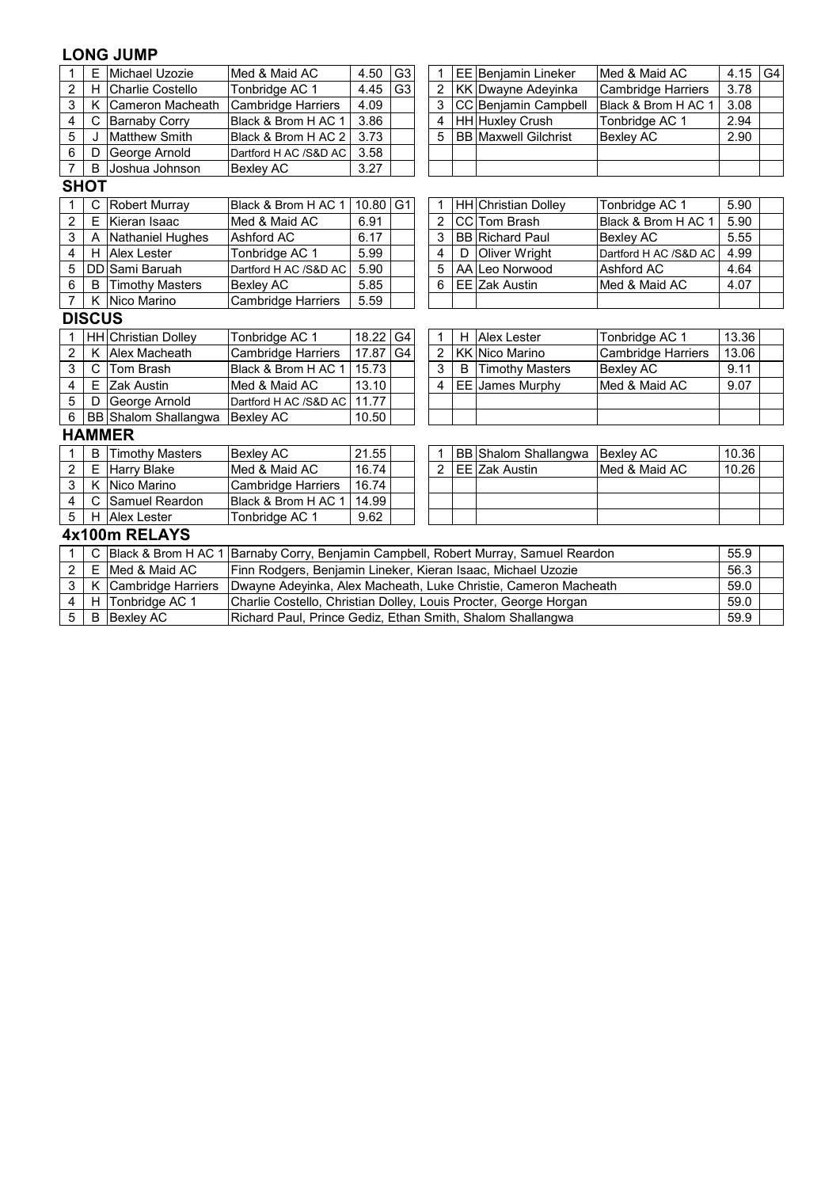## LONG JUMP

| | | | | | |
|---|---|---|---|---|---|
| 1 | E | Michael Uzozie | Med & Maid AC | 4.50 | G3 |
| 2 | H | Charlie Costello | Tonbridge AC 1 | 4.45 | G3 |
| 3 | K | Cameron Macheath | Cambridge Harriers | 4.09 | |
| 4 | C | Barnaby Corry | Black & Brom H AC 1 | 3.86 | |
| 5 | J | Matthew Smith | Black & Brom H AC 2 | 3.73 | |
| 6 | D | George Arnold | Dartford H AC /S&D AC | 3.58 | |
| 7 | B | Joshua Johnson | Bexley AC | 3.27 | |

| | | | | | |
|---|---|---|---|---|---|
| 1 | EE | Benjamin Lineker | Med & Maid AC | 4.15 | G4 |
| 2 | KK | Dwayne Adeyinka | Cambridge Harriers | 3.78 | |
| 3 | CC | Benjamin Campbell | Black & Brom H AC 1 | 3.08 | |
| 4 | HH | Huxley Crush | Tonbridge AC 1 | 2.94 | |
| 5 | BB | Maxwell Gilchrist | Bexley AC | 2.90 | |

## SHOT

| | | | | | |
|---|---|---|---|---|---|
| 1 | C | Robert Murray | Black & Brom H AC 1 | 10.80 | G1 |
| 2 | E | Kieran Isaac | Med & Maid AC | 6.91 | |
| 3 | A | Nathaniel Hughes | Ashford AC | 6.17 | |
| 4 | H | Alex Lester | Tonbridge AC 1 | 5.99 | |
| 5 | DD | Sami Baruah | Dartford H AC /S&D AC | 5.90 | |
| 6 | B | Timothy Masters | Bexley AC | 5.85 | |
| 7 | K | Nico Marino | Cambridge Harriers | 5.59 | |

| | | | | | |
|---|---|---|---|---|---|
| 1 | HH | Christian Dolley | Tonbridge AC 1 | 5.90 | |
| 2 | CC | Tom Brash | Black & Brom H AC 1 | 5.90 | |
| 3 | BB | Richard Paul | Bexley AC | 5.55 | |
| 4 | D | Oliver Wright | Dartford H AC /S&D AC | 4.99 | |
| 5 | AA | Leo Norwood | Ashford AC | 4.64 | |
| 6 | EE | Zak Austin | Med & Maid AC | 4.07 | |

## DISCUS

| | | | | | |
|---|---|---|---|---|---|
| 1 | HH | Christian Dolley | Tonbridge AC 1 | 18.22 | G4 |
| 2 | K | Alex Macheath | Cambridge Harriers | 17.87 | G4 |
| 3 | C | Tom Brash | Black & Brom H AC 1 | 15.73 | |
| 4 | E | Zak Austin | Med & Maid AC | 13.10 | |
| 5 | D | George Arnold | Dartford H AC /S&D AC | 11.77 | |
| 6 | BB | Shalom Shallangwa | Bexley AC | 10.50 | |

| | | | | | |
|---|---|---|---|---|---|
| 1 | H | Alex Lester | Tonbridge AC 1 | 13.36 | |
| 2 | KK | Nico Marino | Cambridge Harriers | 13.06 | |
| 3 | B | Timothy Masters | Bexley AC | 9.11 | |
| 4 | EE | James Murphy | Med & Maid AC | 9.07 | |

## HAMMER

| | | | | | |
|---|---|---|---|---|---|
| 1 | B | Timothy Masters | Bexley AC | 21.55 | |
| 2 | E | Harry Blake | Med & Maid AC | 16.74 | |
| 3 | K | Nico Marino | Cambridge Harriers | 16.74 | |
| 4 | C | Samuel Reardon | Black & Brom H AC 1 | 14.99 | |
| 5 | H | Alex Lester | Tonbridge AC 1 | 9.62 | |

| | | | | | |
|---|---|---|---|---|---|
| 1 | BB | Shalom Shallangwa | Bexley AC | 10.36 | |
| 2 | EE | Zak Austin | Med & Maid AC | 10.26 | |

## 4x100m RELAYS

| | | | | | |
|---|---|---|---|---|---|
| 1 | C | Black & Brom H AC 1 | Barnaby Corry, Benjamin Campbell, Robert Murray, Samuel Reardon | 55.9 | |
| 2 | E | Med & Maid AC | Finn Rodgers, Benjamin Lineker, Kieran Isaac, Michael Uzozie | 56.3 | |
| 3 | K | Cambridge Harriers | Dwayne Adeyinka, Alex Macheath, Luke Christie, Cameron Macheath | 59.0 | |
| 4 | H | Tonbridge AC 1 | Charlie Costello, Christian Dolley, Louis Procter, George Horgan | 59.0 | |
| 5 | B | Bexley AC | Richard Paul, Prince Gediz, Ethan Smith, Shalom Shallangwa | 59.9 | |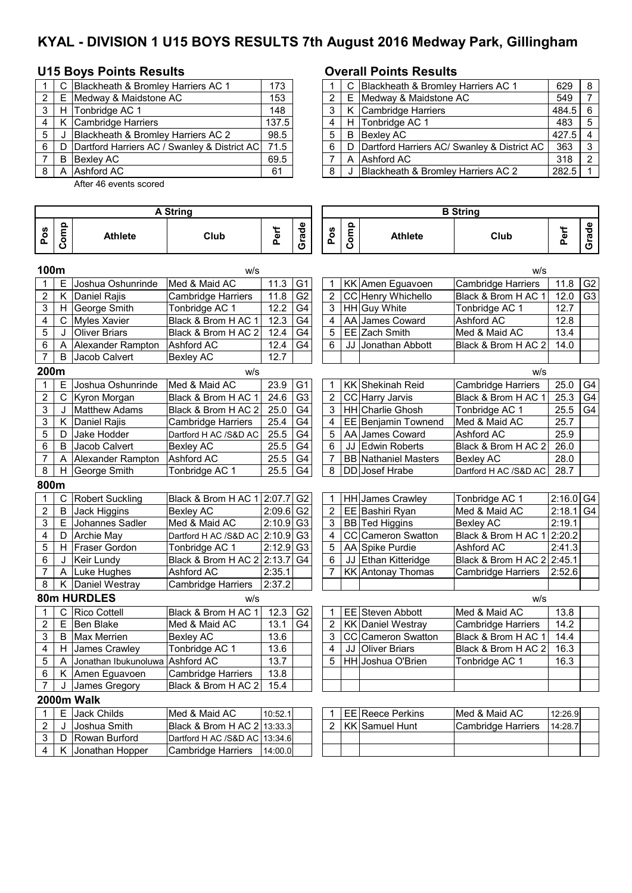# KYAL - DIVISION 1 U15 BOYS RESULTS 7th August 2016 Medway Park, Gillingham

## U15 Boys Points Results

| | | | |
|---|---|---|---|
| 1 | C | Blackheath & Bromley Harriers AC 1 | 173 |
| 2 | E | Medway & Maidstone AC | 153 |
| 3 | H | Tonbridge AC 1 | 148 |
| 4 | K | Cambridge Harriers | 137.5 |
| 5 | J | Blackheath & Bromley Harriers AC 2 | 98.5 |
| 6 | D | Dartford Harriers AC / Swanley & District AC | 71.5 |
| 7 | B | Bexley AC | 69.5 |
| 8 | A | Ashford AC | 61 |

After 46 events scored

## Overall Points Results

| | | | | |
|---|---|---|---|---|
| 1 | C | Blackheath & Bromley Harriers AC 1 | 629 | 8 |
| 2 | E | Medway & Maidstone AC | 549 | 7 |
| 3 | K | Cambridge Harriers | 484.5 | 6 |
| 4 | H | Tonbridge AC 1 | 483 | 5 |
| 5 | B | Bexley AC | 427.5 | 4 |
| 6 | D | Dartford Harriers AC/ Swanley & District AC | 363 | 3 |
| 7 | A | Ashford AC | 318 | 2 |
| 8 | J | Blackheath & Bromley Harriers AC 2 | 282.5 | 1 |

### 100m (w/s)

**A String**

| Pos | Comp | Athlete | Club | Perf | Grade |
|---|---|---|---|---|---|
| 1 | E | Joshua Oshunrinde | Med & Maid AC | 11.3 | G1 |
| 2 | K | Daniel Rajis | Cambridge Harriers | 11.8 | G2 |
| 3 | H | George Smith | Tonbridge AC 1 | 12.2 | G4 |
| 4 | C | Myles Xavier | Black & Brom H AC 1 | 12.3 | G4 |
| 5 | J | Oliver Briars | Black & Brom H AC 2 | 12.4 | G4 |
| 6 | A | Alexander Rampton | Ashford AC | 12.4 | G4 |
| 7 | B | Jacob Calvert | Bexley AC | 12.7 | |

**B String**

| Pos | Comp | Athlete | Club | Perf | Grade |
|---|---|---|---|---|---|
| 1 | KK | Amen Eguavoen | Cambridge Harriers | 11.8 | G2 |
| 2 | CC | Henry Whichello | Black & Brom H AC 1 | 12.0 | G3 |
| 3 | HH | Guy White | Tonbridge AC 1 | 12.7 | |
| 4 | AA | James Coward | Ashford AC | 12.8 | |
| 5 | EE | Zach Smith | Med & Maid AC | 13.4 | |
| 6 | JJ | Jonathan Abbott | Black & Brom H AC 2 | 14.0 | |

### 200m (w/s)

**A String**

| Pos | Comp | Athlete | Club | Perf | Grade |
|---|---|---|---|---|---|
| 1 | E | Joshua Oshunrinde | Med & Maid AC | 23.9 | G1 |
| 2 | C | Kyron Morgan | Black & Brom H AC 1 | 24.6 | G3 |
| 3 | J | Matthew Adams | Black & Brom H AC 2 | 25.0 | G4 |
| 3 | K | Daniel Rajis | Cambridge Harriers | 25.4 | G4 |
| 5 | D | Jake Hodder | Dartford H AC /S&D AC | 25.5 | G4 |
| 6 | B | Jacob Calvert | Bexley AC | 25.5 | G4 |
| 7 | A | Alexander Rampton | Ashford AC | 25.5 | G4 |
| 8 | H | George Smith | Tonbridge AC 1 | 25.5 | G4 |

**B String**

| Pos | Comp | Athlete | Club | Perf | Grade |
|---|---|---|---|---|---|
| 1 | KK | Shekinah Reid | Cambridge Harriers | 25.0 | G4 |
| 2 | CC | Harry Jarvis | Black & Brom H AC 1 | 25.3 | G4 |
| 3 | HH | Charlie Ghosh | Tonbridge AC 1 | 25.5 | G4 |
| 4 | EE | Benjamin Townend | Med & Maid AC | 25.7 | |
| 5 | AA | James Coward | Ashford AC | 25.9 | |
| 6 | JJ | Edwin Roberts | Black & Brom H AC 2 | 26.0 | |
| 7 | BB | Nathaniel Masters | Bexley AC | 28.0 | |
| 8 | DD | Josef Hrabe | Dartford H AC /S&D AC | 28.7 | |

### 800m

**A String**

| Pos | Comp | Athlete | Club | Perf | Grade |
|---|---|---|---|---|---|
| 1 | C | Robert Suckling | Black & Brom H AC 1 | 2:07.7 | G2 |
| 2 | B | Jack Higgins | Bexley AC | 2:09.6 | G2 |
| 3 | E | Johannes Sadler | Med & Maid AC | 2:10.9 | G3 |
| 4 | D | Archie May | Dartford H AC /S&D AC | 2:10.9 | G3 |
| 5 | H | Fraser Gordon | Tonbridge AC 1 | 2:12.9 | G3 |
| 6 | J | Keir Lundy | Black & Brom H AC 2 | 2:13.7 | G4 |
| 7 | A | Luke Hughes | Ashford AC | 2:35.1 | |
| 8 | K | Daniel Westray | Cambridge Harriers | 2:37.2 | |

**B String**

| Pos | Comp | Athlete | Club | Perf | Grade |
|---|---|---|---|---|---|
| 1 | HH | James Crawley | Tonbridge AC 1 | 2:16.0 | G4 |
| 2 | EE | Bashiri Ryan | Med & Maid AC | 2:18.1 | G4 |
| 3 | BB | Ted Higgins | Bexley AC | 2:19.1 | |
| 4 | CC | Cameron Swatton | Black & Brom H AC 1 | 2:20.2 | |
| 5 | AA | Spike Purdie | Ashford AC | 2:41.3 | |
| 6 | JJ | Ethan Kitteridge | Black & Brom H AC 2 | 2:45.1 | |
| 7 | KK | Antonay Thomas | Cambridge Harriers | 2:52.6 | |

### 80m HURDLES (w/s)

**A String**

| Pos | Comp | Athlete | Club | Perf | Grade |
|---|---|---|---|---|---|
| 1 | C | Rico Cottell | Black & Brom H AC 1 | 12.3 | G2 |
| 2 | E | Ben Blake | Med & Maid AC | 13.1 | G4 |
| 3 | B | Max Merrien | Bexley AC | 13.6 | |
| 4 | H | James Crawley | Tonbridge AC 1 | 13.6 | |
| 5 | A | Jonathan Ibukunoluwa | Ashford AC | 13.7 | |
| 6 | K | Amen Eguavoen | Cambridge Harriers | 13.8 | |
| 7 | J | James Gregory | Black & Brom H AC 2 | 15.4 | |

**B String**

| Pos | Comp | Athlete | Club | Perf | Grade |
|---|---|---|---|---|---|
| 1 | EE | Steven Abbott | Med & Maid AC | 13.8 | |
| 2 | KK | Daniel Westray | Cambridge Harriers | 14.2 | |
| 3 | CC | Cameron Swatton | Black & Brom H AC 1 | 14.4 | |
| 4 | JJ | Oliver Briars | Black & Brom H AC 2 | 16.3 | |
| 5 | HH | Joshua O'Brien | Tonbridge AC 1 | 16.3 | |

### 2000m Walk

**A String**

| Pos | Comp | Athlete | Club | Perf | Grade |
|---|---|---|---|---|---|
| 1 | E | Jack Childs | Med & Maid AC | 10:52.1 | |
| 2 | J | Joshua Smith | Black & Brom H AC 2 | 13:33.3 | |
| 3 | D | Rowan Burford | Dartford H AC /S&D AC | 13:34.6 | |
| 4 | K | Jonathan Hopper | Cambridge Harriers | 14:00.0 | |

**B String**

| Pos | Comp | Athlete | Club | Perf | Grade |
|---|---|---|---|---|---|
| 1 | EE | Reece Perkins | Med & Maid AC | 12:26.9 | |
| 2 | KK | Samuel Hunt | Cambridge Harriers | 14:28.7 | |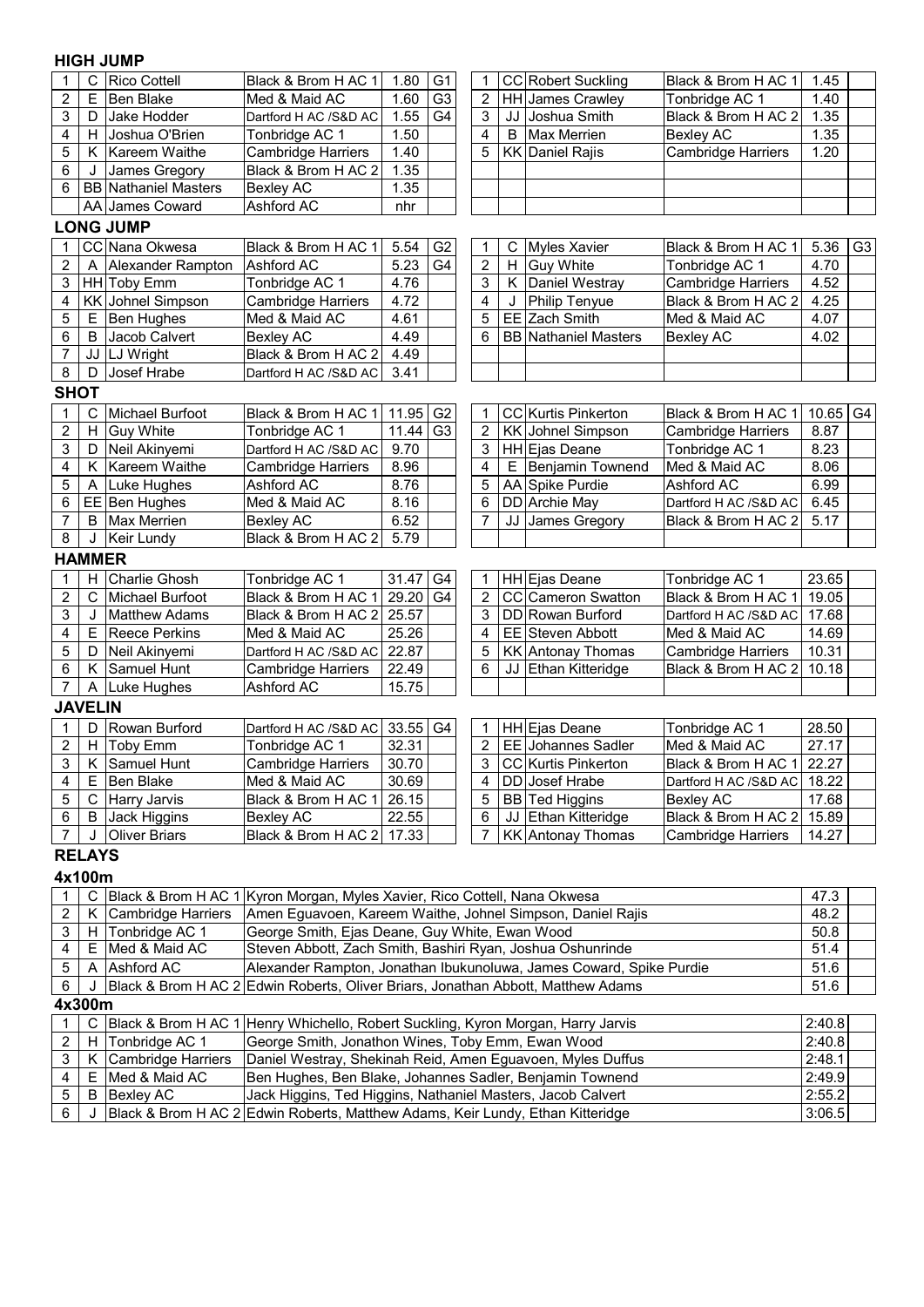## HIGH JUMP

| Pos | Bib | Name | Club | Perf | Grade | Pos | Bib | Name | Club | Perf | Grade |
|---|---|---|---|---|---|---|---|---|---|---|---|
| 1 | C | Rico Cottell | Black & Brom H AC 1 | 1.80 | G1 | 1 | CC | Robert Suckling | Black & Brom H AC 1 | 1.45 | |
| 2 | E | Ben Blake | Med & Maid AC | 1.60 | G3 | 2 | HH | James Crawley | Tonbridge AC 1 | 1.40 | |
| 3 | D | Jake Hodder | Dartford H AC /S&D AC | 1.55 | G4 | 3 | JJ | Joshua Smith | Black & Brom H AC 2 | 1.35 | |
| 4 | H | Joshua O'Brien | Tonbridge AC 1 | 1.50 | | 4 | B | Max Merrien | Bexley AC | 1.35 | |
| 5 | K | Kareem Waithe | Cambridge Harriers | 1.40 | | 5 | KK | Daniel Rajis | Cambridge Harriers | 1.20 | |
| 6 | J | James Gregory | Black & Brom H AC 2 | 1.35 | | | | | | | |
| 6 | BB | Nathaniel Masters | Bexley AC | 1.35 | | | | | | | |
| | AA | James Coward | Ashford AC | nhr | | | | | | | |

## LONG JUMP

| Pos | Bib | Name | Club | Perf | Grade | Pos | Bib | Name | Club | Perf | Grade |
|---|---|---|---|---|---|---|---|---|---|---|---|
| 1 | CC | Nana Okwesa | Black & Brom H AC 1 | 5.54 | G2 | 1 | C | Myles Xavier | Black & Brom H AC 1 | 5.36 | G3 |
| 2 | A | Alexander Rampton | Ashford AC | 5.23 | G4 | 2 | H | Guy White | Tonbridge AC 1 | 4.70 | |
| 3 | HH | Toby Emm | Tonbridge AC 1 | 4.76 | | 3 | K | Daniel Westray | Cambridge Harriers | 4.52 | |
| 4 | KK | Johnel Simpson | Cambridge Harriers | 4.72 | | 4 | J | Philip Tenyue | Black & Brom H AC 2 | 4.25 | |
| 5 | E | Ben Hughes | Med & Maid AC | 4.61 | | 5 | EE | Zach Smith | Med & Maid AC | 4.07 | |
| 6 | B | Jacob Calvert | Bexley AC | 4.49 | | 6 | BB | Nathaniel Masters | Bexley AC | 4.02 | |
| 7 | JJ | LJ Wright | Black & Brom H AC 2 | 4.49 | | | | | | | |
| 8 | D | Josef Hrabe | Dartford H AC /S&D AC | 3.41 | | | | | | | |

## SHOT

| Pos | Bib | Name | Club | Perf | Grade | Pos | Bib | Name | Club | Perf | Grade |
|---|---|---|---|---|---|---|---|---|---|---|---|
| 1 | C | Michael Burfoot | Black & Brom H AC 1 | 11.95 | G2 | 1 | CC | Kurtis Pinkerton | Black & Brom H AC 1 | 10.65 | G4 |
| 2 | H | Guy White | Tonbridge AC 1 | 11.44 | G3 | 2 | KK | Johnel Simpson | Cambridge Harriers | 8.87 | |
| 3 | D | Neil Akinyemi | Dartford H AC /S&D AC | 9.70 | | 3 | HH | Ejas Deane | Tonbridge AC 1 | 8.23 | |
| 4 | K | Kareem Waithe | Cambridge Harriers | 8.96 | | 4 | E | Benjamin Townend | Med & Maid AC | 8.06 | |
| 5 | A | Luke Hughes | Ashford AC | 8.76 | | 5 | AA | Spike Purdie | Ashford AC | 6.99 | |
| 6 | EE | Ben Hughes | Med & Maid AC | 8.16 | | 6 | DD | Archie May | Dartford H AC /S&D AC | 6.45 | |
| 7 | B | Max Merrien | Bexley AC | 6.52 | | 7 | JJ | James Gregory | Black & Brom H AC 2 | 5.17 | |
| 8 | J | Keir Lundy | Black & Brom H AC 2 | 5.79 | | | | | | | |

## HAMMER

| Pos | Bib | Name | Club | Perf | Grade | Pos | Bib | Name | Club | Perf | Grade |
|---|---|---|---|---|---|---|---|---|---|---|---|
| 1 | H | Charlie Ghosh | Tonbridge AC 1 | 31.47 | G4 | 1 | HH | Ejas Deane | Tonbridge AC 1 | 23.65 | |
| 2 | C | Michael Burfoot | Black & Brom H AC 1 | 29.20 | G4 | 2 | CC | Cameron Swatton | Black & Brom H AC 1 | 19.05 | |
| 3 | J | Matthew Adams | Black & Brom H AC 2 | 25.57 | | 3 | DD | Rowan Burford | Dartford H AC /S&D AC | 17.68 | |
| 4 | E | Reece Perkins | Med & Maid AC | 25.26 | | 4 | EE | Steven Abbott | Med & Maid AC | 14.69 | |
| 5 | D | Neil Akinyemi | Dartford H AC /S&D AC | 22.87 | | 5 | KK | Antonay Thomas | Cambridge Harriers | 10.31 | |
| 6 | K | Samuel Hunt | Cambridge Harriers | 22.49 | | 6 | JJ | Ethan Kitteridge | Black & Brom H AC 2 | 10.18 | |
| 7 | A | Luke Hughes | Ashford AC | 15.75 | | | | | | | |

## JAVELIN

| Pos | Bib | Name | Club | Perf | Grade | Pos | Bib | Name | Club | Perf | Grade |
|---|---|---|---|---|---|---|---|---|---|---|---|
| 1 | D | Rowan Burford | Dartford H AC /S&D AC | 33.55 | G4 | 1 | HH | Ejas Deane | Tonbridge AC 1 | 28.50 | |
| 2 | H | Toby Emm | Tonbridge AC 1 | 32.31 | | 2 | EE | Johannes Sadler | Med & Maid AC | 27.17 | |
| 3 | K | Samuel Hunt | Cambridge Harriers | 30.70 | | 3 | CC | Kurtis Pinkerton | Black & Brom H AC 1 | 22.27 | |
| 4 | E | Ben Blake | Med & Maid AC | 30.69 | | 4 | DD | Josef Hrabe | Dartford H AC /S&D AC | 18.22 | |
| 5 | C | Harry Jarvis | Black & Brom H AC 1 | 26.15 | | 5 | BB | Ted Higgins | Bexley AC | 17.68 | |
| 6 | B | Jack Higgins | Bexley AC | 22.55 | | 6 | JJ | Ethan Kitteridge | Black & Brom H AC 2 | 15.89 | |
| 7 | J | Oliver Briars | Black & Brom H AC 2 | 17.33 | | 7 | KK | Antonay Thomas | Cambridge Harriers | 14.27 | |

## RELAYS

### 4x100m

| Pos | Bib | Team | Runners | Time | |
|---|---|---|---|---|---|
| 1 | C | Black & Brom H AC 1 | Kyron Morgan, Myles Xavier, Rico Cottell, Nana Okwesa | 47.3 | |
| 2 | K | Cambridge Harriers | Amen Eguavoen, Kareem Waithe, Johnel Simpson, Daniel Rajis | 48.2 | |
| 3 | H | Tonbridge AC 1 | George Smith, Ejas Deane, Guy White, Ewan Wood | 50.8 | |
| 4 | E | Med & Maid AC | Steven Abbott, Zach Smith, Bashiri Ryan, Joshua Oshunrinde | 51.4 | |
| 5 | A | Ashford AC | Alexander Rampton, Jonathan Ibukunoluwa, James Coward, Spike Purdie | 51.6 | |
| 6 | J | Black & Brom H AC 2 | Edwin Roberts, Oliver Briars, Jonathan Abbott, Matthew Adams | 51.6 | |

### 4x300m

| Pos | Bib | Team | Runners | Time | |
|---|---|---|---|---|---|
| 1 | C | Black & Brom H AC 1 | Henry Whichello, Robert Suckling, Kyron Morgan, Harry Jarvis | 2:40.8 | |
| 2 | H | Tonbridge AC 1 | George Smith, Jonathon Wines, Toby Emm, Ewan Wood | 2:40.8 | |
| 3 | K | Cambridge Harriers | Daniel Westray, Shekinah Reid, Amen Eguavoen, Myles Duffus | 2:48.1 | |
| 4 | E | Med & Maid AC | Ben Hughes, Ben Blake, Johannes Sadler, Benjamin Townend | 2:49.9 | |
| 5 | B | Bexley AC | Jack Higgins, Ted Higgins, Nathaniel Masters, Jacob Calvert | 2:55.2 | |
| 6 | J | Black & Brom H AC 2 | Edwin Roberts, Matthew Adams, Keir Lundy, Ethan Kitteridge | 3:06.5 | |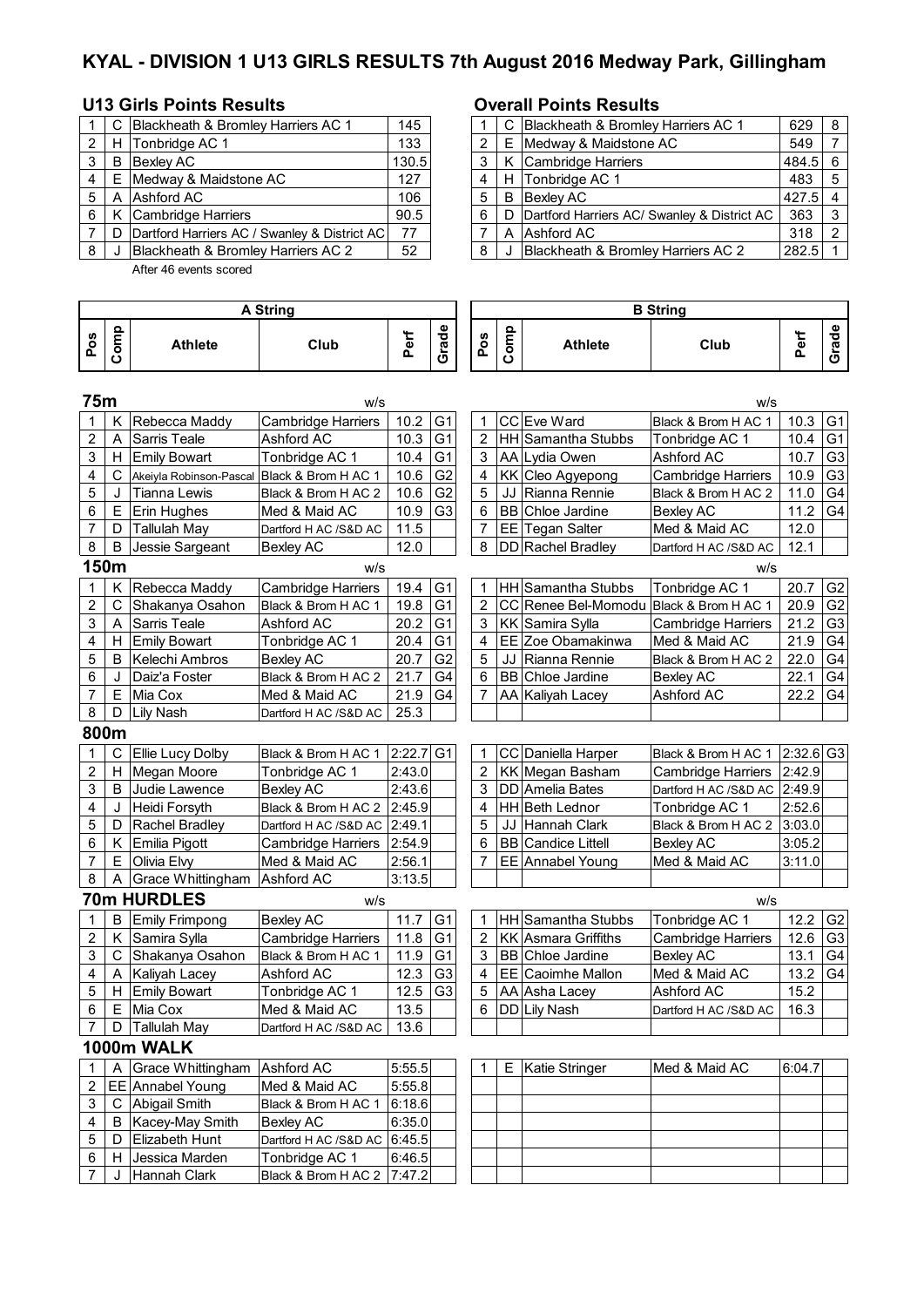# KYAL - DIVISION 1 U13 GIRLS RESULTS 7th August 2016 Medway Park, Gillingham

## U13 Girls Points Results

| | | | |
|---|---|---|---|
| 1 | C | Blackheath & Bromley Harriers AC 1 | 145 |
| 2 | H | Tonbridge AC 1 | 133 |
| 3 | B | Bexley AC | 130.5 |
| 4 | E | Medway & Maidstone AC | 127 |
| 5 | A | Ashford AC | 106 |
| 6 | K | Cambridge Harriers | 90.5 |
| 7 | D | Dartford Harriers AC / Swanley & District AC | 77 |
| 8 | J | Blackheath & Bromley Harriers AC 2 | 52 |

After 46 events scored

## Overall Points Results

| | | | | |
|---|---|---|---|---|
| 1 | C | Blackheath & Bromley Harriers AC 1 | 629 | 8 |
| 2 | E | Medway & Maidstone AC | 549 | 7 |
| 3 | K | Cambridge Harriers | 484.5 | 6 |
| 4 | H | Tonbridge AC 1 | 483 | 5 |
| 5 | B | Bexley AC | 427.5 | 4 |
| 6 | D | Dartford Harriers AC/ Swanley & District AC | 363 | 3 |
| 7 | A | Ashford AC | 318 | 2 |
| 8 | J | Blackheath & Bromley Harriers AC 2 | 282.5 | 1 |

## A String

### 75m (w/s)

| Pos | Comp | Athlete | Club | Perf | Grade |
|---|---|---|---|---|---|
| 1 | K | Rebecca Maddy | Cambridge Harriers | 10.2 | G1 |
| 2 | A | Sarris Teale | Ashford AC | 10.3 | G1 |
| 3 | H | Emily Bowart | Tonbridge AC 1 | 10.4 | G1 |
| 4 | C | Akeiyla Robinson-Pascal | Black & Brom H AC 1 | 10.6 | G2 |
| 5 | J | Tianna Lewis | Black & Brom H AC 2 | 10.6 | G2 |
| 6 | E | Erin Hughes | Med & Maid AC | 10.9 | G3 |
| 7 | D | Tallulah May | Dartford H AC /S&D AC | 11.5 | |
| 8 | B | Jessie Sargeant | Bexley AC | 12.0 | |

### 150m (w/s)

| Pos | Comp | Athlete | Club | Perf | Grade |
|---|---|---|---|---|---|
| 1 | K | Rebecca Maddy | Cambridge Harriers | 19.4 | G1 |
| 2 | C | Shakanya Osahon | Black & Brom H AC 1 | 19.8 | G1 |
| 3 | A | Sarris Teale | Ashford AC | 20.2 | G1 |
| 4 | H | Emily Bowart | Tonbridge AC 1 | 20.4 | G1 |
| 5 | B | Kelechi Ambros | Bexley AC | 20.7 | G2 |
| 6 | J | Daiz'a Foster | Black & Brom H AC 2 | 21.7 | G4 |
| 7 | E | Mia Cox | Med & Maid AC | 21.9 | G4 |
| 8 | D | Lily Nash | Dartford H AC /S&D AC | 25.3 | |

### 800m

| Pos | Comp | Athlete | Club | Perf | Grade |
|---|---|---|---|---|---|
| 1 | C | Ellie Lucy Dolby | Black & Brom H AC 1 | 2:22.7 | G1 |
| 2 | H | Megan Moore | Tonbridge AC 1 | 2:43.0 | |
| 3 | B | Judie Lawence | Bexley AC | 2:43.6 | |
| 4 | J | Heidi Forsyth | Black & Brom H AC 2 | 2:45.9 | |
| 5 | D | Rachel Bradley | Dartford H AC /S&D AC | 2:49.1 | |
| 6 | K | Emilia Pigott | Cambridge Harriers | 2:54.9 | |
| 7 | E | Olivia Elvy | Med & Maid AC | 2:56.1 | |
| 8 | A | Grace Whittingham | Ashford AC | 3:13.5 | |

### 70m HURDLES (w/s)

| Pos | Comp | Athlete | Club | Perf | Grade |
|---|---|---|---|---|---|
| 1 | B | Emily Frimpong | Bexley AC | 11.7 | G1 |
| 2 | K | Samira Sylla | Cambridge Harriers | 11.8 | G1 |
| 3 | C | Shakanya Osahon | Black & Brom H AC 1 | 11.9 | G1 |
| 4 | A | Kaliyah Lacey | Ashford AC | 12.3 | G3 |
| 5 | H | Emily Bowart | Tonbridge AC 1 | 12.5 | G3 |
| 6 | E | Mia Cox | Med & Maid AC | 13.5 | |
| 7 | D | Tallulah May | Dartford H AC /S&D AC | 13.6 | |

### 1000m WALK

| Pos | Comp | Athlete | Club | Perf | Grade |
|---|---|---|---|---|---|
| 1 | A | Grace Whittingham | Ashford AC | 5:55.5 | |
| 2 | EE | Annabel Young | Med & Maid AC | 5:55.8 | |
| 3 | C | Abigail Smith | Black & Brom H AC 1 | 6:18.6 | |
| 4 | B | Kacey-May Smith | Bexley AC | 6:35.0 | |
| 5 | D | Elizabeth Hunt | Dartford H AC /S&D AC | 6:45.5 | |
| 6 | H | Jessica Marden | Tonbridge AC 1 | 6:46.5 | |
| 7 | J | Hannah Clark | Black & Brom H AC 2 | 7:47.2 | |

## B String

### 75m (w/s)

| Pos | Comp | Athlete | Club | Perf | Grade |
|---|---|---|---|---|---|
| 1 | CC | Eve Ward | Black & Brom H AC 1 | 10.3 | G1 |
| 2 | HH | Samantha Stubbs | Tonbridge AC 1 | 10.4 | G1 |
| 3 | AA | Lydia Owen | Ashford AC | 10.7 | G3 |
| 4 | KK | Cleo Agyepong | Cambridge Harriers | 10.9 | G3 |
| 5 | JJ | Rianna Rennie | Black & Brom H AC 2 | 11.0 | G4 |
| 6 | BB | Chloe Jardine | Bexley AC | 11.2 | G4 |
| 7 | EE | Tegan Salter | Med & Maid AC | 12.0 | |
| 8 | DD | Rachel Bradley | Dartford H AC /S&D AC | 12.1 | |

### 150m (w/s)

| Pos | Comp | Athlete | Club | Perf | Grade |
|---|---|---|---|---|---|
| 1 | HH | Samantha Stubbs | Tonbridge AC 1 | 20.7 | G2 |
| 2 | CC | Renee Bel-Momodu | Black & Brom H AC 1 | 20.9 | G2 |
| 3 | KK | Samira Sylla | Cambridge Harriers | 21.2 | G3 |
| 4 | EE | Zoe Obamakinwa | Med & Maid AC | 21.9 | G4 |
| 5 | JJ | Rianna Rennie | Black & Brom H AC 2 | 22.0 | G4 |
| 6 | BB | Chloe Jardine | Bexley AC | 22.1 | G4 |
| 7 | AA | Kaliyah Lacey | Ashford AC | 22.2 | G4 |

### 800m

| Pos | Comp | Athlete | Club | Perf | Grade |
|---|---|---|---|---|---|
| 1 | CC | Daniella Harper | Black & Brom H AC 1 | 2:32.6 | G3 |
| 2 | KK | Megan Basham | Cambridge Harriers | 2:42.9 | |
| 3 | DD | Amelia Bates | Dartford H AC /S&D AC | 2:49.9 | |
| 4 | HH | Beth Lednor | Tonbridge AC 1 | 2:52.6 | |
| 5 | JJ | Hannah Clark | Black & Brom H AC 2 | 3:03.0 | |
| 6 | BB | Candice Littell | Bexley AC | 3:05.2 | |
| 7 | EE | Annabel Young | Med & Maid AC | 3:11.0 | |

### 70m HURDLES (w/s)

| Pos | Comp | Athlete | Club | Perf | Grade |
|---|---|---|---|---|---|
| 1 | HH | Samantha Stubbs | Tonbridge AC 1 | 12.2 | G2 |
| 2 | KK | Asmara Griffiths | Cambridge Harriers | 12.6 | G3 |
| 3 | BB | Chloe Jardine | Bexley AC | 13.1 | G4 |
| 4 | EE | Caoimhe Mallon | Med & Maid AC | 13.2 | G4 |
| 5 | AA | Asha Lacey | Ashford AC | 15.2 | |
| 6 | DD | Lily Nash | Dartford H AC /S&D AC | 16.3 | |

### 1000m WALK

| Pos | Comp | Athlete | Club | Perf | Grade |
|---|---|---|---|---|---|
| 1 | E | Katie Stringer | Med & Maid AC | 6:04.7 | |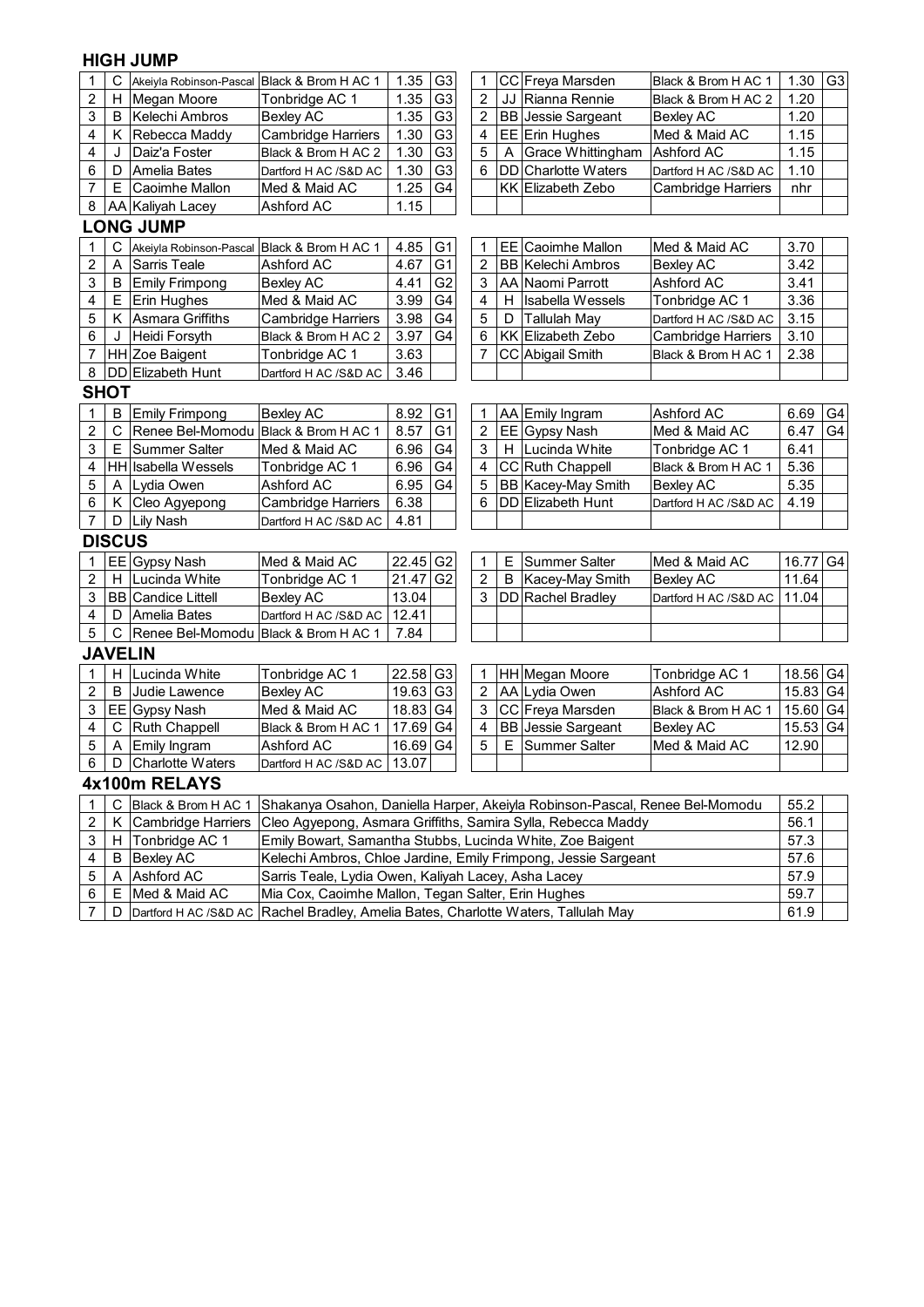## HIGH JUMP

| | | | | | |
|---|---|---|---|---|---|
| 1 | C | Akeiyla Robinson-Pascal | Black & Brom H AC 1 | 1.35 | G3 |
| 2 | H | Megan Moore | Tonbridge AC 1 | 1.35 | G3 |
| 3 | B | Kelechi Ambros | Bexley AC | 1.35 | G3 |
| 4 | K | Rebecca Maddy | Cambridge Harriers | 1.30 | G3 |
| 4 | J | Daiz'a Foster | Black & Brom H AC 2 | 1.30 | G3 |
| 6 | D | Amelia Bates | Dartford H AC /S&D AC | 1.30 | G3 |
| 7 | E | Caoimhe Mallon | Med & Maid AC | 1.25 | G4 |
| 8 | AA | Kaliyah Lacey | Ashford AC | 1.15 | |

| | | | | | |
|---|---|---|---|---|---|
| 1 | CC | Freya Marsden | Black & Brom H AC 1 | 1.30 | G3 |
| 2 | JJ | Rianna Rennie | Black & Brom H AC 2 | 1.20 | |
| 2 | BB | Jessie Sargeant | Bexley AC | 1.20 | |
| 4 | EE | Erin Hughes | Med & Maid AC | 1.15 | |
| 5 | A | Grace Whittingham | Ashford AC | 1.15 | |
| 6 | DD | Charlotte Waters | Dartford H AC /S&D AC | 1.10 | |
| | KK | Elizabeth Zebo | Cambridge Harriers | nhr | |

## LONG JUMP

| | | | | | |
|---|---|---|---|---|---|
| 1 | C | Akeiyla Robinson-Pascal | Black & Brom H AC 1 | 4.85 | G1 |
| 2 | A | Sarris Teale | Ashford AC | 4.67 | G1 |
| 3 | B | Emily Frimpong | Bexley AC | 4.41 | G2 |
| 4 | E | Erin Hughes | Med & Maid AC | 3.99 | G4 |
| 5 | K | Asmara Griffiths | Cambridge Harriers | 3.98 | G4 |
| 6 | J | Heidi Forsyth | Black & Brom H AC 2 | 3.97 | G4 |
| 7 | HH | Zoe Baigent | Tonbridge AC 1 | 3.63 | |
| 8 | DD | Elizabeth Hunt | Dartford H AC /S&D AC | 3.46 | |

| | | | | | |
|---|---|---|---|---|---|
| 1 | EE | Caoimhe Mallon | Med & Maid AC | 3.70 | |
| 2 | BB | Kelechi Ambros | Bexley AC | 3.42 | |
| 3 | AA | Naomi Parrott | Ashford AC | 3.41 | |
| 4 | H | Isabella Wessels | Tonbridge AC 1 | 3.36 | |
| 5 | D | Tallulah May | Dartford H AC /S&D AC | 3.15 | |
| 6 | KK | Elizabeth Zebo | Cambridge Harriers | 3.10 | |
| 7 | CC | Abigail Smith | Black & Brom H AC 1 | 2.38 | |

## SHOT

| | | | | | |
|---|---|---|---|---|---|
| 1 | B | Emily Frimpong | Bexley AC | 8.92 | G1 |
| 2 | C | Renee Bel-Momodu | Black & Brom H AC 1 | 8.57 | G1 |
| 3 | E | Summer Salter | Med & Maid AC | 6.96 | G4 |
| 4 | HH | Isabella Wessels | Tonbridge AC 1 | 6.96 | G4 |
| 5 | A | Lydia Owen | Ashford AC | 6.95 | G4 |
| 6 | K | Cleo Agyepong | Cambridge Harriers | 6.38 | |
| 7 | D | Lily Nash | Dartford H AC /S&D AC | 4.81 | |

| | | | | | |
|---|---|---|---|---|---|
| 1 | AA | Emily Ingram | Ashford AC | 6.69 | G4 |
| 2 | EE | Gypsy Nash | Med & Maid AC | 6.47 | G4 |
| 3 | H | Lucinda White | Tonbridge AC 1 | 6.41 | |
| 4 | CC | Ruth Chappell | Black & Brom H AC 1 | 5.36 | |
| 5 | BB | Kacey-May Smith | Bexley AC | 5.35 | |
| 6 | DD | Elizabeth Hunt | Dartford H AC /S&D AC | 4.19 | |

## DISCUS

| | | | | | |
|---|---|---|---|---|---|
| 1 | EE | Gypsy Nash | Med & Maid AC | 22.45 | G2 |
| 2 | H | Lucinda White | Tonbridge AC 1 | 21.47 | G2 |
| 3 | BB | Candice Littell | Bexley AC | 13.04 | |
| 4 | D | Amelia Bates | Dartford H AC /S&D AC | 12.41 | |
| 5 | C | Renee Bel-Momodu | Black & Brom H AC 1 | 7.84 | |

| | | | | | |
|---|---|---|---|---|---|
| 1 | E | Summer Salter | Med & Maid AC | 16.77 | G4 |
| 2 | B | Kacey-May Smith | Bexley AC | 11.64 | |
| 3 | DD | Rachel Bradley | Dartford H AC /S&D AC | 11.04 | |

## JAVELIN

| | | | | | |
|---|---|---|---|---|---|
| 1 | H | Lucinda White | Tonbridge AC 1 | 22.58 | G3 |
| 2 | B | Judie Lawence | Bexley AC | 19.63 | G3 |
| 3 | EE | Gypsy Nash | Med & Maid AC | 18.83 | G4 |
| 4 | C | Ruth Chappell | Black & Brom H AC 1 | 17.69 | G4 |
| 5 | A | Emily Ingram | Ashford AC | 16.69 | G4 |
| 6 | D | Charlotte Waters | Dartford H AC /S&D AC | 13.07 | |

| | | | | | |
|---|---|---|---|---|---|
| 1 | HH | Megan Moore | Tonbridge AC 1 | 18.56 | G4 |
| 2 | AA | Lydia Owen | Ashford AC | 15.83 | G4 |
| 3 | CC | Freya Marsden | Black & Brom H AC 1 | 15.60 | G4 |
| 4 | BB | Jessie Sargeant | Bexley AC | 15.53 | G4 |
| 5 | E | Summer Salter | Med & Maid AC | 12.90 | |

## 4x100m RELAYS

| | | | | | |
|---|---|---|---|---|---|
| 1 | C | Black & Brom H AC 1 | Shakanya Osahon, Daniella Harper, Akeiyla Robinson-Pascal, Renee Bel-Momodu | 55.2 | |
| 2 | K | Cambridge Harriers | Cleo Agyepong, Asmara Griffiths, Samira Sylla, Rebecca Maddy | 56.1 | |
| 3 | H | Tonbridge AC 1 | Emily Bowart, Samantha Stubbs, Lucinda White, Zoe Baigent | 57.3 | |
| 4 | B | Bexley AC | Kelechi Ambros, Chloe Jardine, Emily Frimpong, Jessie Sargeant | 57.6 | |
| 5 | A | Ashford AC | Sarris Teale, Lydia Owen, Kaliyah Lacey, Asha Lacey | 57.9 | |
| 6 | E | Med & Maid AC | Mia Cox, Caoimhe Mallon, Tegan Salter, Erin Hughes | 59.7 | |
| 7 | D | Dartford H AC /S&D AC | Rachel Bradley, Amelia Bates, Charlotte Waters, Tallulah May | 61.9 | |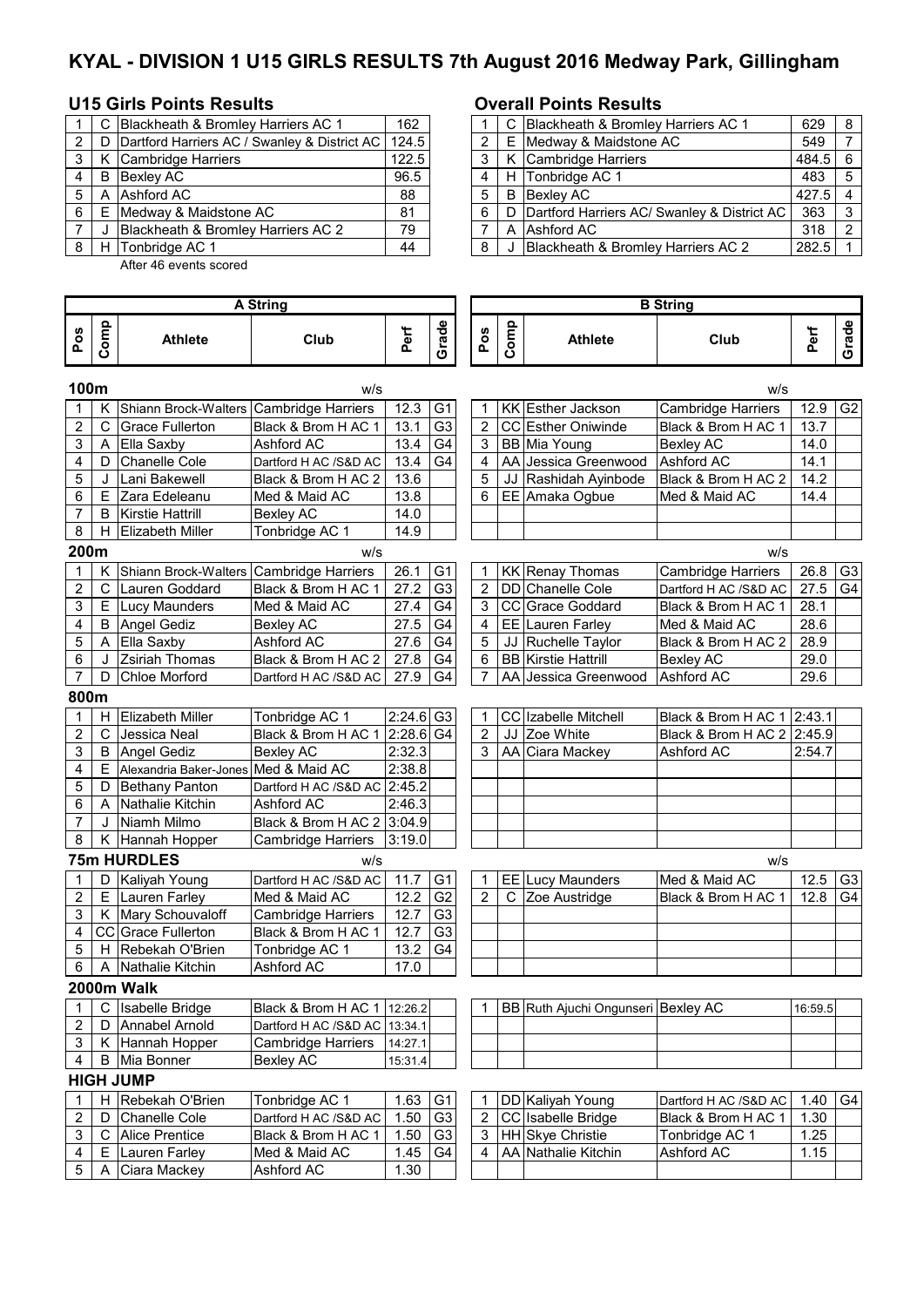# KYAL - DIVISION 1 U15 GIRLS RESULTS 7th August 2016 Medway Park, Gillingham

## U15 Girls Points Results

| | | | |
|---|---|---|---|
| 1 | C | Blackheath & Bromley Harriers AC 1 | 162 |
| 2 | D | Dartford Harriers AC / Swanley & District AC | 124.5 |
| 3 | K | Cambridge Harriers | 122.5 |
| 4 | B | Bexley AC | 96.5 |
| 5 | A | Ashford AC | 88 |
| 6 | E | Medway & Maidstone AC | 81 |
| 7 | J | Blackheath & Bromley Harriers AC 2 | 79 |
| 8 | H | Tonbridge AC 1 | 44 |

After 46 events scored

## Overall Points Results

| | | | | |
|---|---|---|---|---|
| 1 | C | Blackheath & Bromley Harriers AC 1 | 629 | 8 |
| 2 | E | Medway & Maidstone AC | 549 | 7 |
| 3 | K | Cambridge Harriers | 484.5 | 6 |
| 4 | H | Tonbridge AC 1 | 483 | 5 |
| 5 | B | Bexley AC | 427.5 | 4 |
| 6 | D | Dartford Harriers AC/ Swanley & District AC | 363 | 3 |
| 7 | A | Ashford AC | 318 | 2 |
| 8 | J | Blackheath & Bromley Harriers AC 2 | 282.5 | 1 |

## A String / B String

### 100m (w/s)

| Pos | Comp | Athlete | Club | Perf | Grade | Pos | Comp | Athlete | Club | Perf | Grade |
|---|---|---|---|---|---|---|---|---|---|---|---|
| 1 | K | Shiann Brock-Walters | Cambridge Harriers | 12.3 | G1 | 1 | KK | Esther Jackson | Cambridge Harriers | 12.9 | G2 |
| 2 | C | Grace Fullerton | Black & Brom H AC 1 | 13.1 | G3 | 2 | CC | Esther Oniwinde | Black & Brom H AC 1 | 13.7 | |
| 3 | A | Ella Saxby | Ashford AC | 13.4 | G4 | 3 | BB | Mia Young | Bexley AC | 14.0 | |
| 4 | D | Chanelle Cole | Dartford H AC /S&D AC | 13.4 | G4 | 4 | AA | Jessica Greenwood | Ashford AC | 14.1 | |
| 5 | J | Lani Bakewell | Black & Brom H AC 2 | 13.6 | | 5 | JJ | Rashidah Ayinbode | Black & Brom H AC 2 | 14.2 | |
| 6 | E | Zara Edeleanu | Med & Maid AC | 13.8 | | 6 | EE | Amaka Ogbue | Med & Maid AC | 14.4 | |
| 7 | B | Kirstie Hattrill | Bexley AC | 14.0 | | | | | | | |
| 8 | H | Elizabeth Miller | Tonbridge AC 1 | 14.9 | | | | | | | |

### 200m (w/s)

| Pos | Comp | Athlete | Club | Perf | Grade | Pos | Comp | Athlete | Club | Perf | Grade |
|---|---|---|---|---|---|---|---|---|---|---|---|
| 1 | K | Shiann Brock-Walters | Cambridge Harriers | 26.1 | G1 | 1 | KK | Renay Thomas | Cambridge Harriers | 26.8 | G3 |
| 2 | C | Lauren Goddard | Black & Brom H AC 1 | 27.2 | G3 | 2 | DD | Chanelle Cole | Dartford H AC /S&D AC | 27.5 | G4 |
| 3 | E | Lucy Maunders | Med & Maid AC | 27.4 | G4 | 3 | CC | Grace Goddard | Black & Brom H AC 1 | 28.1 | |
| 4 | B | Angel Gediz | Bexley AC | 27.5 | G4 | 4 | EE | Lauren Farley | Med & Maid AC | 28.6 | |
| 5 | A | Ella Saxby | Ashford AC | 27.6 | G4 | 5 | JJ | Ruchelle Taylor | Black & Brom H AC 2 | 28.9 | |
| 6 | J | Zsiriah Thomas | Black & Brom H AC 2 | 27.8 | G4 | 6 | BB | Kirstie Hattrill | Bexley AC | 29.0 | |
| 7 | D | Chloe Morford | Dartford H AC /S&D AC | 27.9 | G4 | 7 | AA | Jessica Greenwood | Ashford AC | 29.6 | |

### 800m

| Pos | Comp | Athlete | Club | Perf | Grade | Pos | Comp | Athlete | Club | Perf | Grade |
|---|---|---|---|---|---|---|---|---|---|---|---|
| 1 | H | Elizabeth Miller | Tonbridge AC 1 | 2:24.6 | G3 | 1 | CC | Izabelle Mitchell | Black & Brom H AC 1 | 2:43.1 | |
| 2 | C | Jessica Neal | Black & Brom H AC 1 | 2:28.6 | G4 | 2 | JJ | Zoe White | Black & Brom H AC 2 | 2:45.9 | |
| 3 | B | Angel Gediz | Bexley AC | 2:32.3 | | 3 | AA | Ciara Mackey | Ashford AC | 2:54.7 | |
| 4 | E | Alexandria Baker-Jones | Med & Maid AC | 2:38.8 | | | | | | | |
| 5 | D | Bethany Panton | Dartford H AC /S&D AC | 2:45.2 | | | | | | | |
| 6 | A | Nathalie Kitchin | Ashford AC | 2:46.3 | | | | | | | |
| 7 | J | Niamh Milmo | Black & Brom H AC 2 | 3:04.9 | | | | | | | |
| 8 | K | Hannah Hopper | Cambridge Harriers | 3:19.0 | | | | | | | |

### 75m HURDLES (w/s)

| Pos | Comp | Athlete | Club | Perf | Grade | Pos | Comp | Athlete | Club | Perf | Grade |
|---|---|---|---|---|---|---|---|---|---|---|---|
| 1 | D | Kaliyah Young | Dartford H AC /S&D AC | 11.7 | G1 | 1 | EE | Lucy Maunders | Med & Maid AC | 12.5 | G3 |
| 2 | E | Lauren Farley | Med & Maid AC | 12.2 | G2 | 2 | C | Zoe Austridge | Black & Brom H AC 1 | 12.8 | G4 |
| 3 | K | Mary Schouvaloff | Cambridge Harriers | 12.7 | G3 | | | | | | |
| 4 | CC | Grace Fullerton | Black & Brom H AC 1 | 12.7 | G3 | | | | | | |
| 5 | H | Rebekah O'Brien | Tonbridge AC 1 | 13.2 | G4 | | | | | | |
| 6 | A | Nathalie Kitchin | Ashford AC | 17.0 | | | | | | | |

### 2000m Walk

| Pos | Comp | Athlete | Club | Perf | Grade | Pos | Comp | Athlete | Club | Perf | Grade |
|---|---|---|---|---|---|---|---|---|---|---|---|
| 1 | C | Isabelle Bridge | Black & Brom H AC 1 | 12:26.2 | | 1 | BB | Ruth Ajuchi Ongunseri | Bexley AC | 16:59.5 | |
| 2 | D | Annabel Arnold | Dartford H AC /S&D AC | 13:34.1 | | | | | | | |
| 3 | K | Hannah Hopper | Cambridge Harriers | 14:27.1 | | | | | | | |
| 4 | B | Mia Bonner | Bexley AC | 15:31.4 | | | | | | | |

### HIGH JUMP

| Pos | Comp | Athlete | Club | Perf | Grade | Pos | Comp | Athlete | Club | Perf | Grade |
|---|---|---|---|---|---|---|---|---|---|---|---|
| 1 | H | Rebekah O'Brien | Tonbridge AC 1 | 1.63 | G1 | 1 | DD | Kaliyah Young | Dartford H AC /S&D AC | 1.40 | G4 |
| 2 | D | Chanelle Cole | Dartford H AC /S&D AC | 1.50 | G3 | 2 | CC | Isabelle Bridge | Black & Brom H AC 1 | 1.30 | |
| 3 | C | Alice Prentice | Black & Brom H AC 1 | 1.50 | G3 | 3 | HH | Skye Christie | Tonbridge AC 1 | 1.25 | |
| 4 | E | Lauren Farley | Med & Maid AC | 1.45 | G4 | 4 | AA | Nathalie Kitchin | Ashford AC | 1.15 | |
| 5 | A | Ciara Mackey | Ashford AC | 1.30 | | | | | | | |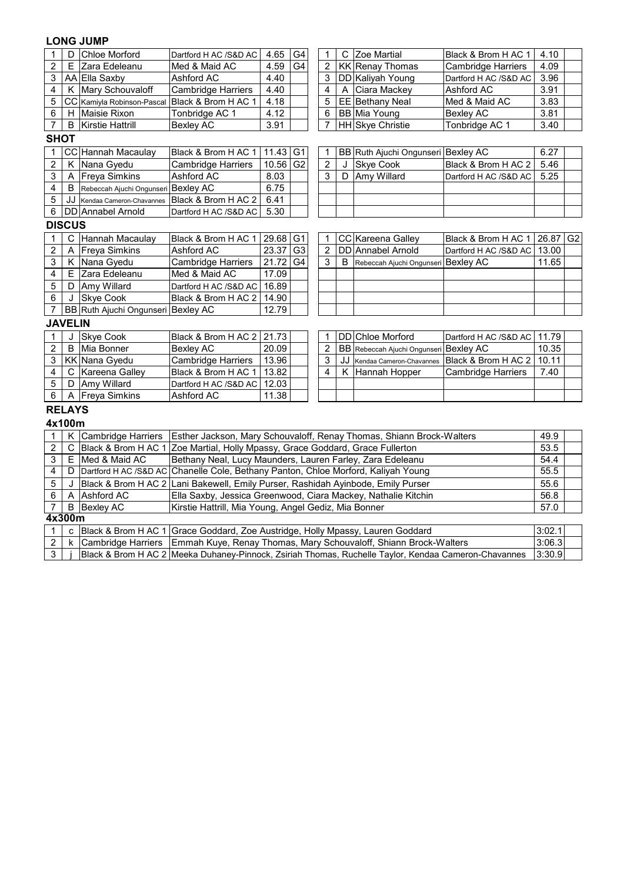## LONG JUMP

| | | | | | |
|---|---|---|---|---|---|
| 1 | D | Chloe Morford | Dartford H AC /S&D AC | 4.65 | G4 |
| 2 | E | Zara Edeleanu | Med & Maid AC | 4.59 | G4 |
| 3 | AA | Ella Saxby | Ashford AC | 4.40 | |
| 4 | K | Mary Schouvaloff | Cambridge Harriers | 4.40 | |
| 5 | CC | Kamiyla Robinson-Pascal | Black & Brom H AC 1 | 4.18 | |
| 6 | H | Maisie Rixon | Tonbridge AC 1 | 4.12 | |
| 7 | B | Kirstie Hattrill | Bexley AC | 3.91 | |

| | | | | | |
|---|---|---|---|---|---|
| 1 | C | Zoe Martial | Black & Brom H AC 1 | 4.10 | |
| 2 | KK | Renay Thomas | Cambridge Harriers | 4.09 | |
| 3 | DD | Kaliyah Young | Dartford H AC /S&D AC | 3.96 | |
| 4 | A | Ciara Mackey | Ashford AC | 3.91 | |
| 5 | EE | Bethany Neal | Med & Maid AC | 3.83 | |
| 6 | BB | Mia Young | Bexley AC | 3.81 | |
| 7 | HH | Skye Christie | Tonbridge AC 1 | 3.40 | |

## SHOT

| | | | | | |
|---|---|---|---|---|---|
| 1 | CC | Hannah Macaulay | Black & Brom H AC 1 | 11.43 | G1 |
| 2 | K | Nana Gyedu | Cambridge Harriers | 10.56 | G2 |
| 3 | A | Freya Simkins | Ashford AC | 8.03 | |
| 4 | B | Rebeccah Ajuchi Ongunseri | Bexley AC | 6.75 | |
| 5 | JJ | Kendaa Cameron-Chavannes | Black & Brom H AC 2 | 6.41 | |
| 6 | DD | Annabel Arnold | Dartford H AC /S&D AC | 5.30 | |

| | | | | | |
|---|---|---|---|---|---|
| 1 | BB | Ruth Ajuchi Ongunseri | Bexley AC | 6.27 | |
| 2 | J | Skye Cook | Black & Brom H AC 2 | 5.46 | |
| 3 | D | Amy Willard | Dartford H AC /S&D AC | 5.25 | |

## DISCUS

| | | | | | |
|---|---|---|---|---|---|
| 1 | C | Hannah Macaulay | Black & Brom H AC 1 | 29.68 | G1 |
| 2 | A | Freya Simkins | Ashford AC | 23.37 | G3 |
| 3 | K | Nana Gyedu | Cambridge Harriers | 21.72 | G4 |
| 4 | E | Zara Edeleanu | Med & Maid AC | 17.09 | |
| 5 | D | Amy Willard | Dartford H AC /S&D AC | 16.89 | |
| 6 | J | Skye Cook | Black & Brom H AC 2 | 14.90 | |
| 7 | BB | Ruth Ajuchi Ongunseri | Bexley AC | 12.79 | |

| | | | | | |
|---|---|---|---|---|---|
| 1 | CC | Kareena Galley | Black & Brom H AC 1 | 26.87 | G2 |
| 2 | DD | Annabel Arnold | Dartford H AC /S&D AC | 13.00 | |
| 3 | B | Rebeccah Ajuchi Ongunseri | Bexley AC | 11.65 | |

## JAVELIN

| | | | | | |
|---|---|---|---|---|---|
| 1 | J | Skye Cook | Black & Brom H AC 2 | 21.73 | |
| 2 | B | Mia Bonner | Bexley AC | 20.09 | |
| 3 | KK | Nana Gyedu | Cambridge Harriers | 13.96 | |
| 4 | C | Kareena Galley | Black & Brom H AC 1 | 13.82 | |
| 5 | D | Amy Willard | Dartford H AC /S&D AC | 12.03 | |
| 6 | A | Freya Simkins | Ashford AC | 11.38 | |

| | | | | | |
|---|---|---|---|---|---|
| 1 | DD | Chloe Morford | Dartford H AC /S&D AC | 11.79 | |
| 2 | BB | Rebeccah Ajuchi Ongunseri | Bexley AC | 10.35 | |
| 3 | JJ | Kendaa Cameron-Chavannes | Black & Brom H AC 2 | 10.11 | |
| 4 | K | Hannah Hopper | Cambridge Harriers | 7.40 | |

## RELAYS

### 4x100m

| | | | | | |
|---|---|---|---|---|---|
| 1 | K | Cambridge Harriers | Esther Jackson, Mary Schouvaloff, Renay Thomas, Shiann Brock-Walters | 49.9 | |
| 2 | C | Black & Brom H AC 1 | Zoe Martial, Holly Mpassy, Grace Goddard, Grace Fullerton | 53.5 | |
| 3 | E | Med & Maid AC | Bethany Neal, Lucy Maunders, Lauren Farley, Zara Edeleanu | 54.4 | |
| 4 | D | Dartford H AC /S&D AC | Chanelle Cole, Bethany Panton, Chloe Morford, Kaliyah Young | 55.5 | |
| 5 | J | Black & Brom H AC 2 | Lani Bakewell, Emily Purser, Rashidah Ayinbode, Emily Purser | 55.6 | |
| 6 | A | Ashford AC | Ella Saxby, Jessica Greenwood, Ciara Mackey, Nathalie Kitchin | 56.8 | |
| 7 | B | Bexley AC | Kirstie Hattrill, Mia Young, Angel Gediz, Mia Bonner | 57.0 | |

### 4x300m

| | | | | | |
|---|---|---|---|---|---|
| 1 | c | Black & Brom H AC 1 | Grace Goddard, Zoe Austridge, Holly Mpassy, Lauren Goddard | 3:02.1 | |
| 2 | k | Cambridge Harriers | Emmah Kuye, Renay Thomas, Mary Schouvaloff, Shiann Brock-Walters | 3:06.3 | |
| 3 | j | Black & Brom H AC 2 | Meeka Duhaney-Pinnock, Zsiriah Thomas, Ruchelle Taylor, Kendaa Cameron-Chavannes | 3:30.9 | |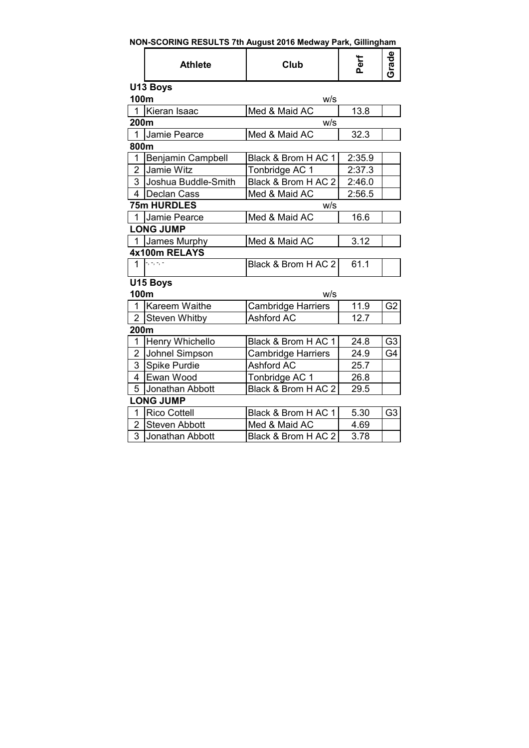**NON-SCORING RESULTS 7th August 2016 Medway Park, Gillingham**

| | Athlete | Club | Perf | Grade |
|---|---|---|---|---|
| **U13 Boys** | | | | |
| **100m** | | w/s | | |
| 1 | Kieran Isaac | Med & Maid AC | 13.8 | |
| **200m** | | w/s | | |
| 1 | Jamie Pearce | Med & Maid AC | 32.3 | |
| **800m** | | | | |
| 1 | Benjamin Campbell | Black & Brom H AC 1 | 2:35.9 | |
| 2 | Jamie Witz | Tonbridge AC 1 | 2:37.3 | |
| 3 | Joshua Buddle-Smith | Black & Brom H AC 2 | 2:46.0 | |
| 4 | Declan Cass | Med & Maid AC | 2:56.5 | |
| **75m HURDLES** | | w/s | | |
| 1 | Jamie Pearce | Med & Maid AC | 16.6 | |
| **LONG JUMP** | | | | |
| 1 | James Murphy | Med & Maid AC | 3.12 | |
| **4x100m RELAYS** | | | | |
| 1 | -, -, -, - | Black & Brom H AC 2 | 61.1 | |
| **U15 Boys** | | | | |
| **100m** | | w/s | | |
| 1 | Kareem Waithe | Cambridge Harriers | 11.9 | G2 |
| 2 | Steven Whitby | Ashford AC | 12.7 | |
| **200m** | | | | |
| 1 | Henry Whichello | Black & Brom H AC 1 | 24.8 | G3 |
| 2 | Johnel Simpson | Cambridge Harriers | 24.9 | G4 |
| 3 | Spike Purdie | Ashford AC | 25.7 | |
| 4 | Ewan Wood | Tonbridge AC 1 | 26.8 | |
| 5 | Jonathan Abbott | Black & Brom H AC 2 | 29.5 | |
| **LONG JUMP** | | | | |
| 1 | Rico Cottell | Black & Brom H AC 1 | 5.30 | G3 |
| 2 | Steven Abbott | Med & Maid AC | 4.69 | |
| 3 | Jonathan Abbott | Black & Brom H AC 2 | 3.78 | |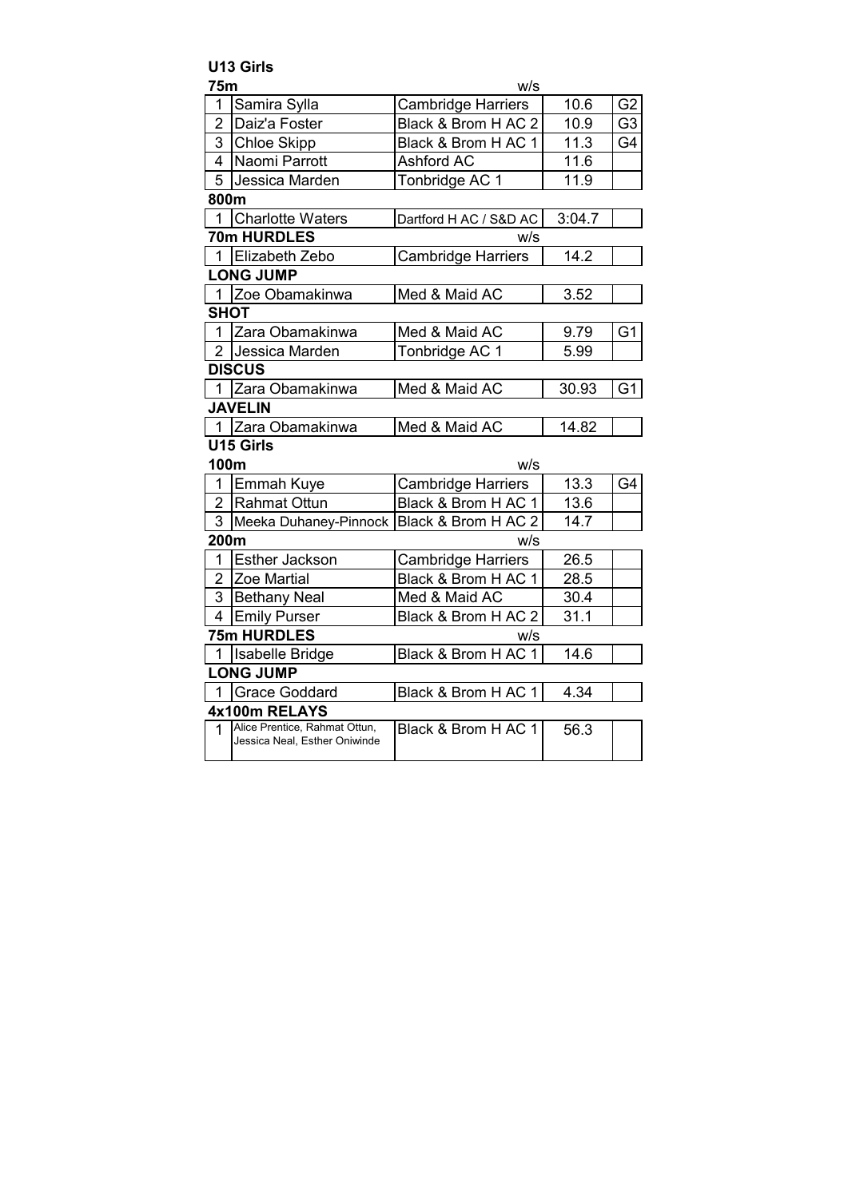## U13 Girls

### 75m

w/s

| | | | | |
|---|---|---|---|---|
| 1 | Samira Sylla | Cambridge Harriers | 10.6 | G2 |
| 2 | Daiz'a Foster | Black & Brom H AC 2 | 10.9 | G3 |
| 3 | Chloe Skipp | Black & Brom H AC 1 | 11.3 | G4 |
| 4 | Naomi Parrott | Ashford AC | 11.6 | |
| 5 | Jessica Marden | Tonbridge AC 1 | 11.9 | |

### 800m

| | | | | |
|---|---|---|---|---|
| 1 | Charlotte Waters | Dartford H AC / S&D AC | 3:04.7 | |

### 70m HURDLES

w/s

| | | | | |
|---|---|---|---|---|
| 1 | Elizabeth Zebo | Cambridge Harriers | 14.2 | |

### LONG JUMP

| | | | | |
|---|---|---|---|---|
| 1 | Zoe Obamakinwa | Med & Maid AC | 3.52 | |

### SHOT

| | | | | |
|---|---|---|---|---|
| 1 | Zara Obamakinwa | Med & Maid AC | 9.79 | G1 |
| 2 | Jessica Marden | Tonbridge AC 1 | 5.99 | |

### DISCUS

| | | | | |
|---|---|---|---|---|
| 1 | Zara Obamakinwa | Med & Maid AC | 30.93 | G1 |

### JAVELIN

| | | | | |
|---|---|---|---|---|
| 1 | Zara Obamakinwa | Med & Maid AC | 14.82 | |

## U15 Girls

### 100m

w/s

| | | | | |
|---|---|---|---|---|
| 1 | Emmah Kuye | Cambridge Harriers | 13.3 | G4 |
| 2 | Rahmat Ottun | Black & Brom H AC 1 | 13.6 | |
| 3 | Meeka Duhaney-Pinnock | Black & Brom H AC 2 | 14.7 | |

### 200m

w/s

| | | | | |
|---|---|---|---|---|
| 1 | Esther Jackson | Cambridge Harriers | 26.5 | |
| 2 | Zoe Martial | Black & Brom H AC 1 | 28.5 | |
| 3 | Bethany Neal | Med & Maid AC | 30.4 | |
| 4 | Emily Purser | Black & Brom H AC 2 | 31.1 | |

### 75m HURDLES

w/s

| | | | | |
|---|---|---|---|---|
| 1 | Isabelle Bridge | Black & Brom H AC 1 | 14.6 | |

### LONG JUMP

| | | | | |
|---|---|---|---|---|
| 1 | Grace Goddard | Black & Brom H AC 1 | 4.34 | |

### 4x100m RELAYS

| | | | | |
|---|---|---|---|---|
| 1 | Alice Prentice, Rahmat Ottun, Jessica Neal, Esther Oniwinde | Black & Brom H AC 1 | 56.3 | |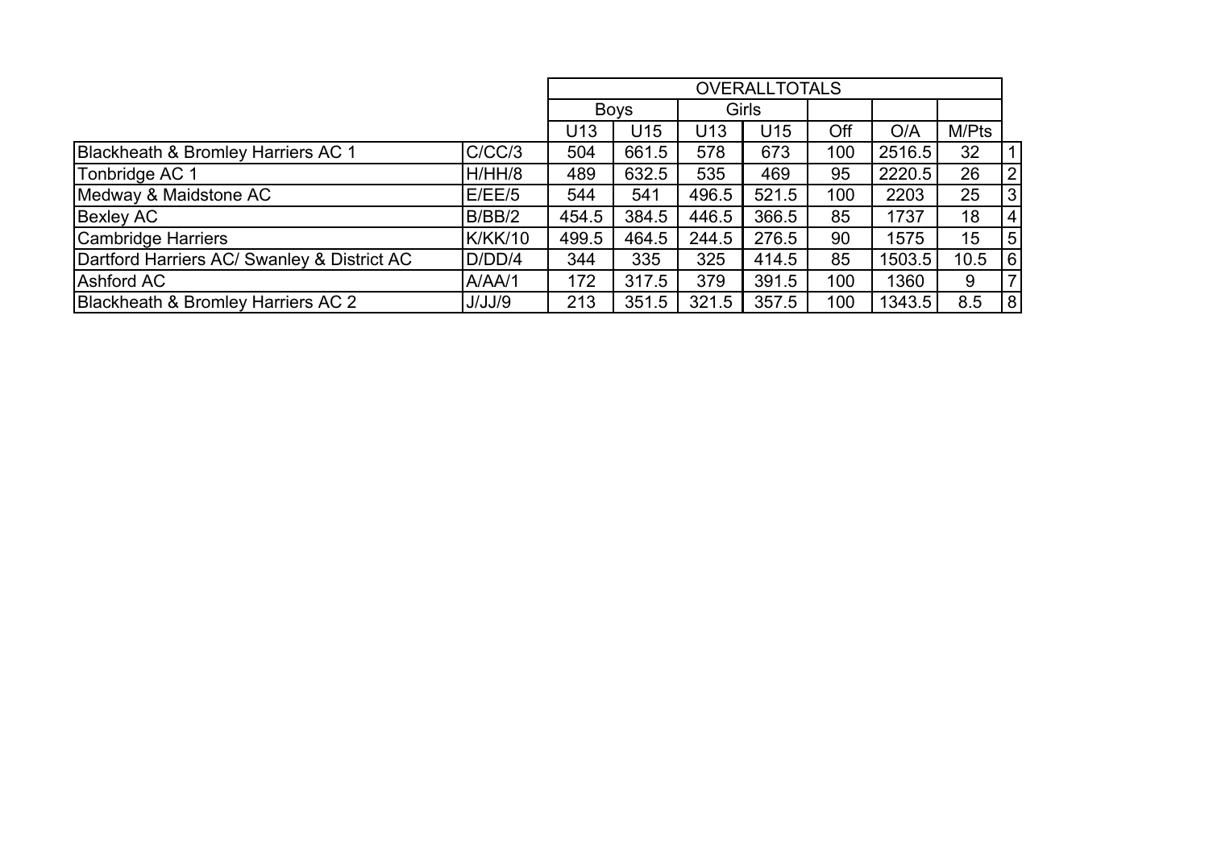| | | OVERALLTOTALS | | | | | | | |
|---|---|---|---|---|---|---|---|---|---|
| | | Boys | | Girls | | | | | |
| | | U13 | U15 | U13 | U15 | Off | O/A | M/Pts | |
| Blackheath & Bromley Harriers AC 1 | C/CC/3 | 504 | 661.5 | 578 | 673 | 100 | 2516.5 | 32 | 1 |
| Tonbridge AC 1 | H/HH/8 | 489 | 632.5 | 535 | 469 | 95 | 2220.5 | 26 | 2 |
| Medway & Maidstone AC | E/EE/5 | 544 | 541 | 496.5 | 521.5 | 100 | 2203 | 25 | 3 |
| Bexley AC | B/BB/2 | 454.5 | 384.5 | 446.5 | 366.5 | 85 | 1737 | 18 | 4 |
| Cambridge Harriers | K/KK/10 | 499.5 | 464.5 | 244.5 | 276.5 | 90 | 1575 | 15 | 5 |
| Dartford Harriers AC/ Swanley & District AC | D/DD/4 | 344 | 335 | 325 | 414.5 | 85 | 1503.5 | 10.5 | 6 |
| Ashford AC | A/AA/1 | 172 | 317.5 | 379 | 391.5 | 100 | 1360 | 9 | 7 |
| Blackheath & Bromley Harriers AC 2 | J/JJ/9 | 213 | 351.5 | 321.5 | 357.5 | 100 | 1343.5 | 8.5 | 8 |